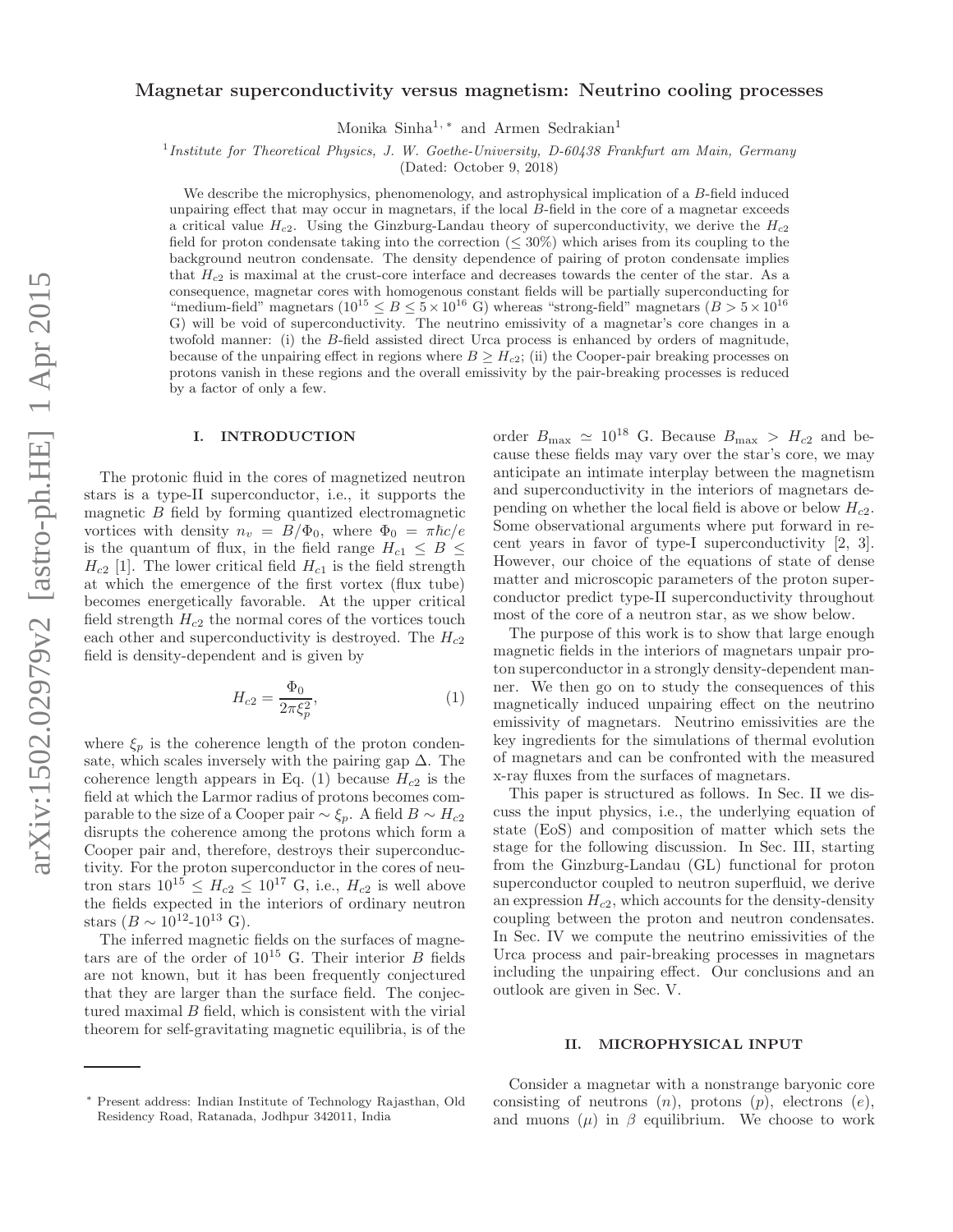# Magnetar superconductivity versus magnetism: Neutrino cooling processes

Monika Sinha[1,*] and Armen Sedrakian[1]

[1] *Institute for Theoretical Physics, J. W. Goethe-University, D-60438 Frankfurt am Main, Germany*

(Dated: October 9, 2018)

We describe the microphysics, phenomenology, and astrophysical implication of a $B$-field induced unpairing effect that may occur in magnetars, if the local $B$-field in the core of a magnetar exceeds a critical value $H_{c2}$. Using the Ginzburg-Landau theory of superconductivity, we derive the $H_{c2}$ field for proton condensate taking into the correction ($\leq 30\%$) which arises from its coupling to the background neutron condensate. The density dependence of pairing of proton condensate implies that $H_{c2}$ is maximal at the crust-core interface and decreases towards the center of the star. As a consequence, magnetar cores with homogenous constant fields will be partially superconducting for "medium-field" magnetars ($10^{15} \leq B \leq 5 \times 10^{16}$ G) whereas "strong-field" magnetars ($B > 5 \times 10^{16}$ G) will be void of superconductivity. The neutrino emissivity of a magnetar's core changes in a twofold manner: (i) the $B$-field assisted direct Urca process is enhanced by orders of magnitude, because of the unpairing effect in regions where $B \geq H_{c2}$; (ii) the Cooper-pair breaking processes on protons vanish in these regions and the overall emissivity by the pair-breaking processes is reduced by a factor of only a few.

## I. INTRODUCTION

The protonic fluid in the cores of magnetized neutron stars is a type-II superconductor, i.e., it supports the magnetic $B$ field by forming quantized electromagnetic vortices with density $n_v = B/\Phi_0$, where $\Phi_0 = \pi\hbar c/e$ is the quantum of flux, in the field range $H_{c1} \leq B \leq H_{c2}$ [1]. The lower critical field $H_{c1}$ is the field strength at which the emergence of the first vortex (flux tube) becomes energetically favorable. At the upper critical field strength $H_{c2}$ the normal cores of the vortices touch each other and superconductivity is destroyed. The $H_{c2}$ field is density-dependent and is given by

$$H_{c2} = \frac{\Phi_0}{2\pi\xi_p^2}, \tag{1}$$

where $\xi_p$ is the coherence length of the proton condensate, which scales inversely with the pairing gap $\Delta$. The coherence length appears in Eq. (1) because $H_{c2}$ is the field at which the Larmor radius of protons becomes comparable to the size of a Cooper pair $\sim \xi_p$. A field $B \sim H_{c2}$ disrupts the coherence among the protons which form a Cooper pair and, therefore, destroys their superconductivity. For the proton superconductor in the cores of neutron stars $10^{15} \leq H_{c2} \leq 10^{17}$ G, i.e., $H_{c2}$ is well above the fields expected in the interiors of ordinary neutron stars ($B \sim 10^{12}$-$10^{13}$ G).

The inferred magnetic fields on the surfaces of magnetars are of the order of $10^{15}$ G. Their interior $B$ fields are not known, but it has been frequently conjectured that they are larger than the surface field. The conjectured maximal $B$ field, which is consistent with the virial theorem for self-gravitating magnetic equilibria, is of the order $B_{\max} \simeq 10^{18}$ G. Because $B_{\max} > H_{c2}$ and because these fields may vary over the star's core, we may anticipate an intimate interplay between the magnetism and superconductivity in the interiors of magnetars depending on whether the local field is above or below $H_{c2}$. Some observational arguments where put forward in recent years in favor of type-I superconductivity [2, 3]. However, our choice of the equations of state of dense matter and microscopic parameters of the proton superconductor predict type-II superconductivity throughout most of the core of a neutron star, as we show below.

The purpose of this work is to show that large enough magnetic fields in the interiors of magnetars unpair proton superconductor in a strongly density-dependent manner. We then go on to study the consequences of this magnetically induced unpairing effect on the neutrino emissivity of magnetars. Neutrino emissivities are the key ingredients for the simulations of thermal evolution of magnetars and can be confronted with the measured x-ray fluxes from the surfaces of magnetars.

This paper is structured as follows. In Sec. II we discuss the input physics, i.e., the underlying equation of state (EoS) and composition of matter which sets the stage for the following discussion. In Sec. III, starting from the Ginzburg-Landau (GL) functional for proton superconductor coupled to neutron superfluid, we derive an expression $H_{c2}$, which accounts for the density-density coupling between the proton and neutron condensates. In Sec. IV we compute the neutrino emissivities of the Urca process and pair-breaking processes in magnetars including the unpairing effect. Our conclusions and an outlook are given in Sec. V.

## II. MICROPHYSICAL INPUT

Consider a magnetar with a nonstrange baryonic core consisting of neutrons ($n$), protons ($p$), electrons ($e$), and muons ($\mu$) in $\beta$ equilibrium. We choose to work

* Present address: Indian Institute of Technology Rajasthan, Old Residency Road, Ratanada, Jodhpur 342011, India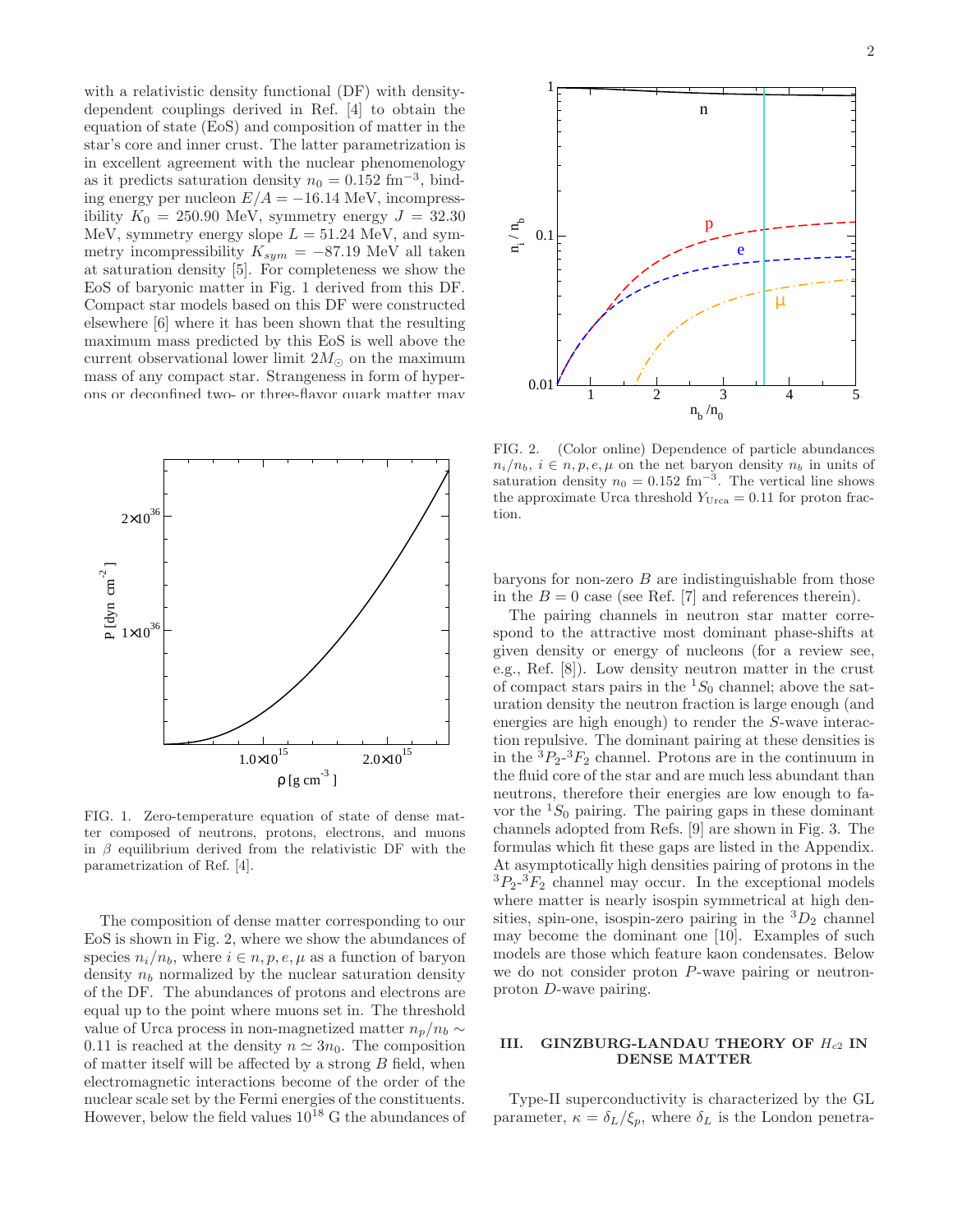with a relativistic density functional (DF) with density-dependent couplings derived in Ref. [4] to obtain the equation of state (EoS) and composition of matter in the star's core and inner crust. The latter parametrization is in excellent agreement with the nuclear phenomenology as it predicts saturation density $n_0 = 0.152$ fm$^{-3}$, binding energy per nucleon $E/A = -16.14$ MeV, incompressibility $K_0 = 250.90$ MeV, symmetry energy $J = 32.30$ MeV, symmetry energy slope $L = 51.24$ MeV, and symmetry incompressibility $K_{sym} = -87.19$ MeV all taken at saturation density [5]. For completeness we show the EoS of baryonic matter in Fig. 1 derived from this DF. Compact star models based on this DF were constructed elsewhere [6] where it has been shown that the resulting maximum mass predicted by this EoS is well above the current observational lower limit $2M_\odot$ on the maximum mass of any compact star. Strangeness in form of hyperons or deconfined two- or three-flavor quark matter may

FIG. 1. Zero-temperature equation of state of dense matter composed of neutrons, protons, electrons, and muons in $\beta$ equilibrium derived from the relativistic DF with the parametrization of Ref. [4].

The composition of dense matter corresponding to our EoS is shown in Fig. 2, where we show the abundances of species $n_i/n_b$, where $i \in n, p, e, \mu$ as a function of baryon density $n_b$ normalized by the nuclear saturation density of the DF. The abundances of protons and electrons are equal up to the point where muons set in. The threshold value of Urca process in non-magnetized matter $n_p/n_b \sim 0.11$ is reached at the density $n \simeq 3n_0$. The composition of matter itself will be affected by a strong $B$ field, when electromagnetic interactions become of the order of the nuclear scale set by the Fermi energies of the constituents. However, below the field values $10^{18}$ G the abundances of

FIG. 2. (Color online) Dependence of particle abundances $n_i/n_b$, $i \in n, p, e, \mu$ on the net baryon density $n_b$ in units of saturation density $n_0 = 0.152$ fm$^{-3}$. The vertical line shows the approximate Urca threshold $Y_{\rm Urca} = 0.11$ for proton fraction.

baryons for non-zero $B$ are indistinguishable from those in the $B = 0$ case (see Ref. [7] and references therein).

The pairing channels in neutron star matter correspond to the attractive most dominant phase-shifts at given density or energy of nucleons (for a review see, e.g., Ref. [8]). Low density neutron matter in the crust of compact stars pairs in the $^1S_0$ channel; above the saturation density the neutron fraction is large enough (and energies are high enough) to render the $S$-wave interaction repulsive. The dominant pairing at these densities is in the $^3P_2$-$^3F_2$ channel. Protons are in the continuum in the fluid core of the star and are much less abundant than neutrons, therefore their energies are low enough to favor the $^1S_0$ pairing. The pairing gaps in these dominant channels adopted from Refs. [9] are shown in Fig. 3. The formulas which fit these gaps are listed in the Appendix. At asymptotically high densities pairing of protons in the $^3P_2$-$^3F_2$ channel may occur. In the exceptional models where matter is nearly isospin symmetrical at high densities, spin-one, isospin-zero pairing in the $^3D_2$ channel may become the dominant one [10]. Examples of such models are those which feature kaon condensates. Below we do not consider proton $P$-wave pairing or neutron-proton $D$-wave pairing.

## III. GINZBURG-LANDAU THEORY OF $H_{c2}$ IN DENSE MATTER

Type-II superconductivity is characterized by the GL parameter, $\kappa = \delta_L/\xi_p$, where $\delta_L$ is the London penetra-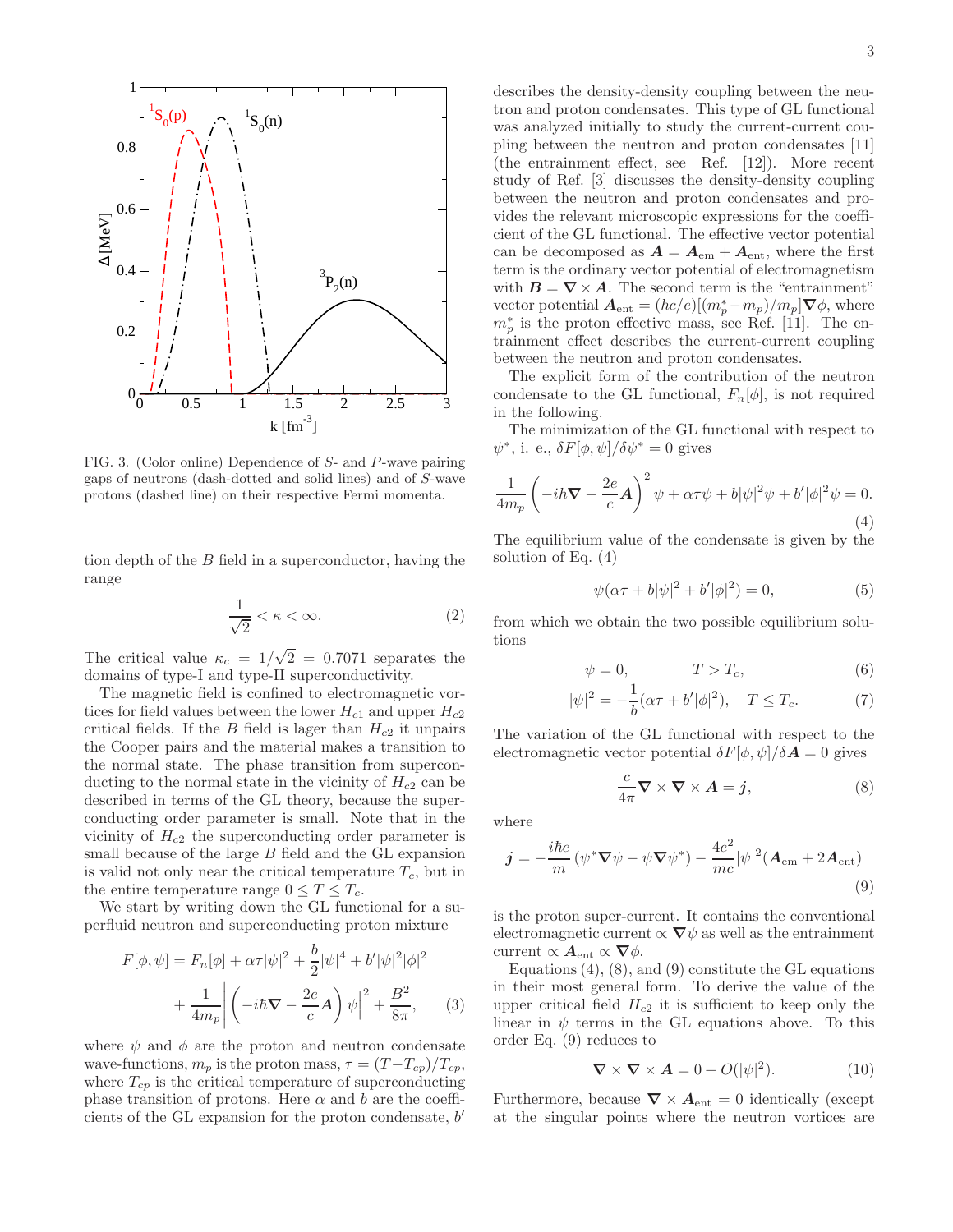FIG. 3. (Color online) Dependence of $S$- and $P$-wave pairing gaps of neutrons (dash-dotted and solid lines) and of $S$-wave protons (dashed line) on their respective Fermi momenta.

tion depth of the $B$ field in a superconductor, having the range

$$\frac{1}{\sqrt{2}} < \kappa < \infty. \tag{2}$$

The critical value $\kappa_c = 1/\sqrt{2} = 0.7071$ separates the domains of type-I and type-II superconductivity.

The magnetic field is confined to electromagnetic vortices for field values between the lower $H_{c1}$ and upper $H_{c2}$ critical fields. If the $B$ field is lager than $H_{c2}$ it unpairs the Cooper pairs and the material makes a transition to the normal state. The phase transition from superconducting to the normal state in the vicinity of $H_{c2}$ can be described in terms of the GL theory, because the superconducting order parameter is small. Note that in the vicinity of $H_{c2}$ the superconducting order parameter is small because of the large $B$ field and the GL expansion is valid not only near the critical temperature $T_c$, but in the entire temperature range $0 \le T \le T_c$.

We start by writing down the GL functional for a superfluid neutron and superconducting proton mixture

$$F[\phi, \psi] = F_n[\phi] + \alpha\tau|\psi|^2 + \frac{b}{2}|\psi|^4 + b'|\psi|^2|\phi|^2 + \frac{1}{4m_p}\left|\left(-i\hbar\boldsymbol{\nabla} - \frac{2e}{c}\boldsymbol{A}\right)\psi\right|^2 + \frac{B^2}{8\pi}, \tag{3}$$

where $\psi$ and $\phi$ are the proton and neutron condensate wave-functions, $m_p$ is the proton mass, $\tau = (T - T_{cp})/T_{cp}$, where $T_{cp}$ is the critical temperature of superconducting phase transition of protons. Here $\alpha$ and $b$ are the coefficients of the GL expansion for the proton condensate, $b'$ describes the density-density coupling between the neutron and proton condensates. This type of GL functional was analyzed initially to study the current-current coupling between the neutron and proton condensates [11] (the entrainment effect, see Ref. [12]). More recent study of Ref. [3] discusses the density-density coupling between the neutron and proton condensates and provides the relevant microscopic expressions for the coefficient of the GL functional. The effective vector potential can be decomposed as $\boldsymbol{A} = \boldsymbol{A}_{\rm em} + \boldsymbol{A}_{\rm ent}$, where the first term is the ordinary vector potential of electromagnetism with $\boldsymbol{B} = \boldsymbol{\nabla}\times\boldsymbol{A}$. The second term is the "entrainment" vector potential $\boldsymbol{A}_{\rm ent} = (\hbar c/e)[(m_p^* - m_p)/m_p]\boldsymbol{\nabla}\phi$, where $m_p^*$ is the proton effective mass, see Ref. [11]. The entrainment effect describes the current-current coupling between the neutron and proton condensates.

The explicit form of the contribution of the neutron condensate to the GL functional, $F_n[\phi]$, is not required in the following.

The minimization of the GL functional with respect to $\psi^*$, i. e., $\delta F[\phi,\psi]/\delta\psi^* = 0$ gives

$$\frac{1}{4m_p}\left(-i\hbar\boldsymbol{\nabla} - \frac{2e}{c}\boldsymbol{A}\right)^2\psi + \alpha\tau\psi + b|\psi|^2\psi + b'|\phi|^2\psi = 0. \tag{4}$$

The equilibrium value of the condensate is given by the solution of Eq. (4)

$$\psi(\alpha\tau + b|\psi|^2 + b'|\phi|^2) = 0, \tag{5}$$

from which we obtain the two possible equilibrium solutions

$$\psi = 0, \qquad T > T_c, \tag{6}$$

$$|\psi|^2 = -\frac{1}{b}(\alpha\tau + b'|\phi|^2), \quad T \le T_c. \tag{7}$$

The variation of the GL functional with respect to the electromagnetic vector potential $\delta F[\phi,\psi]/\delta\boldsymbol{A} = 0$ gives

$$\frac{c}{4\pi}\boldsymbol{\nabla}\times\boldsymbol{\nabla}\times\boldsymbol{A} = \boldsymbol{j}, \tag{8}$$

where

$$\boldsymbol{j} = -\frac{i\hbar e}{m}\left(\psi^*\boldsymbol{\nabla}\psi - \psi\boldsymbol{\nabla}\psi^*\right) - \frac{4e^2}{mc}|\psi|^2(\boldsymbol{A}_{\rm em} + 2\boldsymbol{A}_{\rm ent}) \tag{9}$$

is the proton super-current. It contains the conventional electromagnetic current $\propto \boldsymbol{\nabla}\psi$ as well as the entrainment current $\propto \boldsymbol{A}_{\rm ent} \propto \boldsymbol{\nabla}\phi$.

Equations (4), (8), and (9) constitute the GL equations in their most general form. To derive the value of the upper critical field $H_{c2}$ it is sufficient to keep only the linear in $\psi$ terms in the GL equations above. To this order Eq. (9) reduces to

$$\boldsymbol{\nabla}\times\boldsymbol{\nabla}\times\boldsymbol{A} = 0 + O(|\psi|^2). \tag{10}$$

Furthermore, because $\boldsymbol{\nabla}\times\boldsymbol{A}_{\rm ent} = 0$ identically (except at the singular points where the neutron vortices are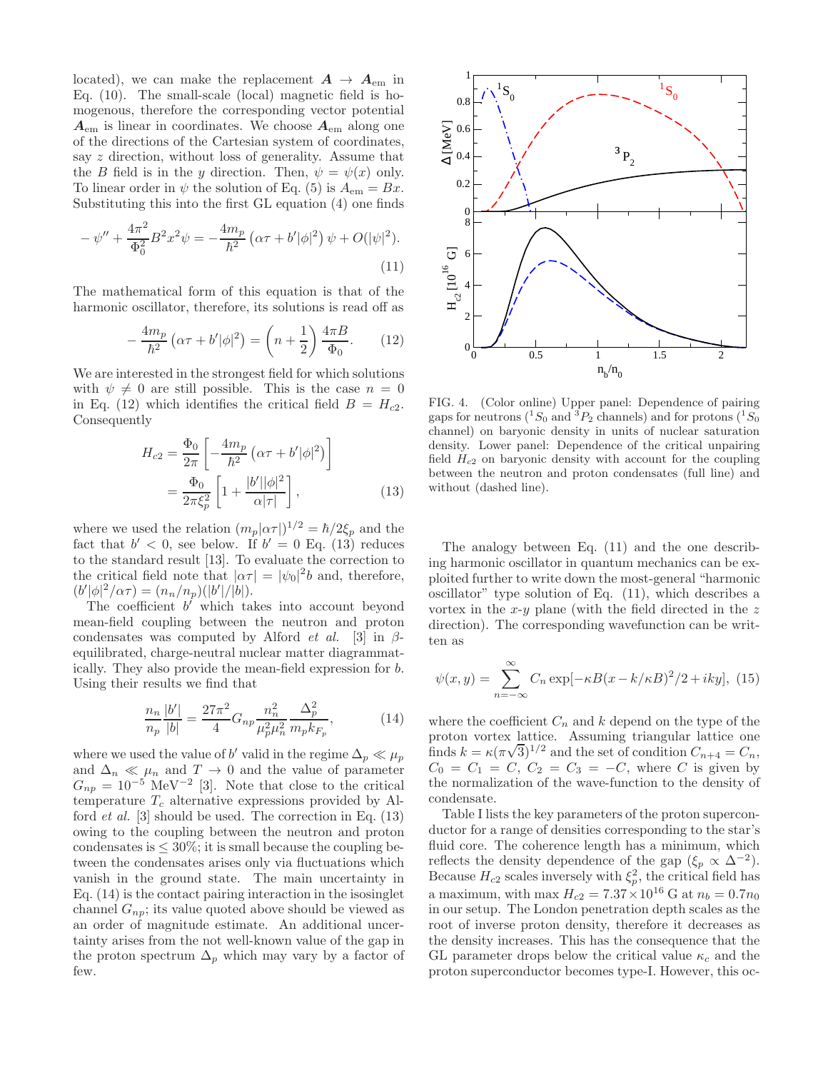located), we can make the replacement $\boldsymbol{A} \to \boldsymbol{A}_{\rm em}$ in Eq. (10). The small-scale (local) magnetic field is homogenous, therefore the corresponding vector potential $\boldsymbol{A}_{\rm em}$ is linear in coordinates. We choose $\boldsymbol{A}_{\rm em}$ along one of the directions of the Cartesian system of coordinates, say $z$ direction, without loss of generality. Assume that the $B$ field is in the $y$ direction. Then, $\psi = \psi(x)$ only. To linear order in $\psi$ the solution of Eq. (5) is $A_{\rm em} = Bx$. Substituting this into the first GL equation (4) one finds

$$-\psi'' + \frac{4\pi^2}{\Phi_0^2}B^2x^2\psi = -\frac{4m_p}{\hbar^2}\left(\alpha\tau + b'|\phi|^2\right)\psi + O(|\psi|^2). \tag{11}$$

The mathematical form of this equation is that of the harmonic oscillator, therefore, its solutions is read off as

$$-\frac{4m_p}{\hbar^2}\left(\alpha\tau + b'|\phi|^2\right) = \left(n+\frac{1}{2}\right)\frac{4\pi B}{\Phi_0}. \tag{12}$$

We are interested in the strongest field for which solutions with $\psi \neq 0$ are still possible. This is the case $n = 0$ in Eq. (12) which identifies the critical field $B = H_{c2}$. Consequently

$$\begin{aligned} H_{c2} &= \frac{\Phi_0}{2\pi}\left[-\frac{4m_p}{\hbar^2}\left(\alpha\tau + b'|\phi|^2\right)\right] \\ &= \frac{\Phi_0}{2\pi\xi_p^2}\left[1+\frac{|b'||\phi|^2}{\alpha|\tau|}\right], \end{aligned} \tag{13}$$

where we used the relation $(m_p|\alpha\tau|)^{1/2} = \hbar/2\xi_p$ and the fact that $b' < 0$, see below. If $b' = 0$ Eq. (13) reduces to the standard result [13]. To evaluate the correction to the critical field note that $|\alpha\tau| = |\psi_0|^2 b$ and, therefore, $(b'|\phi|^2/\alpha\tau) = (n_n/n_p)(|b'|/|b|)$.

The coefficient $b'$ which takes into account beyond mean-field coupling between the neutron and proton condensates was computed by Alford *et al.* [3] in $\beta$-equilibrated, charge-neutral nuclear matter diagrammatically. They also provide the mean-field expression for $b$. Using their results we find that

$$\frac{n_n}{n_p}\frac{|b'|}{|b|} = \frac{27\pi^2}{4}G_{np}\frac{n_n^2}{\mu_p^2\mu_n^2}\frac{\Delta_p^2}{m_p k_{F_p}}, \tag{14}$$

where we used the value of $b'$ valid in the regime $\Delta_p \ll \mu_p$ and $\Delta_n \ll \mu_n$ and $T \to 0$ and the value of parameter $G_{np} = 10^{-5}$ MeV$^{-2}$ [3]. Note that close to the critical temperature $T_c$ alternative expressions provided by Alford *et al.* [3] should be used. The correction in Eq. (13) owing to the coupling between the neutron and proton condensates is $\leq 30\%$; it is small because the coupling between the condensates arises only via fluctuations which vanish in the ground state. The main uncertainty in Eq. (14) is the contact pairing interaction in the isosinglet channel $G_{np}$; its value quoted above should be viewed as an order of magnitude estimate. An additional uncertainty arises from the not well-known value of the gap in the proton spectrum $\Delta_p$ which may vary by a factor of few.

FIG. 4. (Color online) Upper panel: Dependence of pairing gaps for neutrons ($^1S_0$ and $^3P_2$ channels) and for protons ($^1S_0$ channel) on baryonic density in units of nuclear saturation density. Lower panel: Dependence of the critical unpairing field $H_{c2}$ on baryonic density with account for the coupling between the neutron and proton condensates (full line) and without (dashed line).

The analogy between Eq. (11) and the one describing harmonic oscillator in quantum mechanics can be exploited further to write down the most-general "harmonic oscillator" type solution of Eq. (11), which describes a vortex in the $x$-$y$ plane (with the field directed in the $z$ direction). The corresponding wavefunction can be written as

$$\psi(x,y) = \sum_{n=-\infty}^{\infty} C_n \exp[-\kappa B(x-k/\kappa B)^2/2 + iky], \tag{15}$$

where the coefficient $C_n$ and $k$ depend on the type of the proton vortex lattice. Assuming triangular lattice one finds $k = \kappa(\pi\sqrt{3})^{1/2}$ and the set of condition $C_{n+4} = C_n$, $C_0 = C_1 = C$, $C_2 = C_3 = -C$, where $C$ is given by the normalization of the wave-function to the density of condensate.

Table I lists the key parameters of the proton superconductor for a range of densities corresponding to the star's fluid core. The coherence length has a minimum, which reflects the density dependence of the gap ($\xi_p \propto \Delta^{-2}$). Because $H_{c2}$ scales inversely with $\xi_p^2$, the critical field has a maximum, with max $H_{c2} = 7.37\times 10^{16}$ G at $n_b = 0.7n_0$ in our setup. The London penetration depth scales as the root of inverse proton density, therefore it decreases as the density increases. This has the consequence that the GL parameter drops below the critical value $\kappa_c$ and the proton superconductor becomes type-I. However, this oc-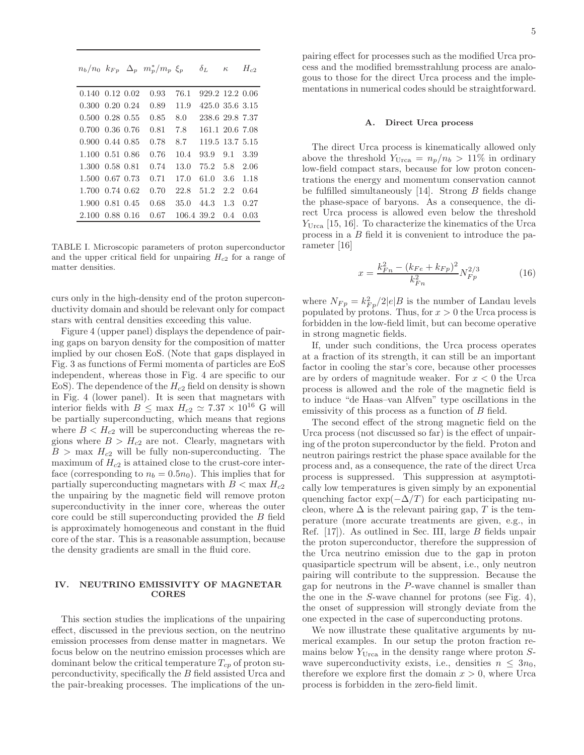| $n_b/n_0$ | $k_{Fp}$ | $\Delta_p$ | $m_p^*/m_p$ | $\xi_p$ | $\delta_L$ | $\kappa$ | $H_{c2}$ |
|---|---|---|---|---|---|---|---|
| 0.140 | 0.12 | 0.02 | 0.93 | 76.1 | 929.2 | 12.2 | 0.06 |
| 0.300 | 0.20 | 0.24 | 0.89 | 11.9 | 425.0 | 35.6 | 3.15 |
| 0.500 | 0.28 | 0.55 | 0.85 | 8.0 | 238.6 | 29.8 | 7.37 |
| 0.700 | 0.36 | 0.76 | 0.81 | 7.8 | 161.1 | 20.6 | 7.08 |
| 0.900 | 0.44 | 0.85 | 0.78 | 8.7 | 119.5 | 13.7 | 5.15 |
| 1.100 | 0.51 | 0.86 | 0.76 | 10.4 | 93.9 | 9.1 | 3.39 |
| 1.300 | 0.58 | 0.81 | 0.74 | 13.0 | 75.2 | 5.8 | 2.06 |
| 1.500 | 0.67 | 0.73 | 0.71 | 17.0 | 61.0 | 3.6 | 1.18 |
| 1.700 | 0.74 | 0.62 | 0.70 | 22.8 | 51.2 | 2.2 | 0.64 |
| 1.900 | 0.81 | 0.45 | 0.68 | 35.0 | 44.3 | 1.3 | 0.27 |
| 2.100 | 0.88 | 0.16 | 0.67 | 106.4 | 39.2 | 0.4 | 0.03 |

TABLE I. Microscopic parameters of proton superconductor and the upper critical field for unpairing $H_{c2}$ for a range of matter densities.

curs only in the high-density end of the proton superconductivity domain and should be relevant only for compact stars with central densities exceeding this value.

Figure 4 (upper panel) displays the dependence of pairing gaps on baryon density for the composition of matter implied by our chosen EoS. (Note that gaps displayed in Fig. 3 as functions of Fermi momenta of particles are EoS independent, whereas those in Fig. 4 are specific to our EoS). The dependence of the $H_{c2}$ field on density is shown in Fig. 4 (lower panel). It is seen that magnetars with interior fields with $B \leq \max H_{c2} \simeq 7.37 \times 10^{16}$ G will be partially superconducting, which means that regions where $B < H_{c2}$ will be superconducting whereas the regions where $B > H_{c2}$ are not. Clearly, magnetars with $B > \max H_{c2}$ will be fully non-superconducting. The maximum of $H_{c2}$ is attained close to the crust-core interface (corresponding to $n_b = 0.5n_0$). This implies that for partially superconducting magnetars with $B < \max H_{c2}$ the unpairing by the magnetic field will remove proton superconductivity in the inner core, whereas the outer core could be still superconducting provided the $B$ field is approximately homogeneous and constant in the fluid core of the star. This is a reasonable assumption, because the density gradients are small in the fluid core.

## IV. NEUTRINO EMISSIVITY OF MAGNETAR CORES

This section studies the implications of the unpairing effect, discussed in the previous section, on the neutrino emission processes from dense matter in magnetars. We focus below on the neutrino emission processes which are dominant below the critical temperature $T_{cp}$ of proton superconductivity, specifically the $B$ field assisted Urca and the pair-breaking processes. The implications of the unpairing effect for processes such as the modified Urca process and the modified bremsstrahlung process are analogous to those for the direct Urca process and the implementations in numerical codes should be straightforward.

### A. Direct Urca process

The direct Urca process is kinematically allowed only above the threshold $Y_{\rm Urca} = n_p/n_b > 11\%$ in ordinary low-field compact stars, because for low proton concentrations the energy and momentum conservation cannot be fulfilled simultaneously [14]. Strong $B$ fields change the phase-space of baryons. As a consequence, the direct Urca process is allowed even below the threshold $Y_{\rm Urca}$ [15, 16]. To characterize the kinematics of the Urca process in a $B$ field it is convenient to introduce the parameter [16]

$$x = \frac{k_{Fn}^2 - (k_{Fe} + k_{Fp})^2}{k_{Fn}^2} N_{Fp}^{2/3} \tag{16}$$

where $N_{Fp} = k_{Fp}^2/2|e|B$ is the number of Landau levels populated by protons. Thus, for $x > 0$ the Urca process is forbidden in the low-field limit, but can become operative in strong magnetic fields.

If, under such conditions, the Urca process operates at a fraction of its strength, it can still be an important factor in cooling the star's core, because other processes are by orders of magnitude weaker. For $x < 0$ the Urca process is allowed and the role of the magnetic field is to induce "de Haas–van Alfven" type oscillations in the emissivity of this process as a function of $B$ field.

The second effect of the strong magnetic field on the Urca process (not discussed so far) is the effect of unpairing of the proton superconductor by the field. Proton and neutron pairings restrict the phase space available for the process and, as a consequence, the rate of the direct Urca process is suppressed. This suppression at asymptotically low temperatures is given simply by an exponential quenching factor $\exp(-\Delta/T)$ for each participating nucleon, where $\Delta$ is the relevant pairing gap, $T$ is the temperature (more accurate treatments are given, e.g., in Ref. [17]). As outlined in Sec. III, large $B$ fields unpair the proton superconductor, therefore the suppression of the Urca neutrino emission due to the gap in proton quasiparticle spectrum will be absent, i.e., only neutron pairing will contribute to the suppression. Because the gap for neutrons in the $P$-wave channel is smaller than the one in the $S$-wave channel for protons (see Fig. 4), the onset of suppression will strongly deviate from the one expected in the case of superconducting protons.

We now illustrate these qualitative arguments by numerical examples. In our setup the proton fraction remains below $Y_{\rm Urca}$ in the density range where proton $S$-wave superconductivity exists, i.e., densities $n \leq 3n_0$, therefore we explore first the domain $x > 0$, where Urca process is forbidden in the zero-field limit.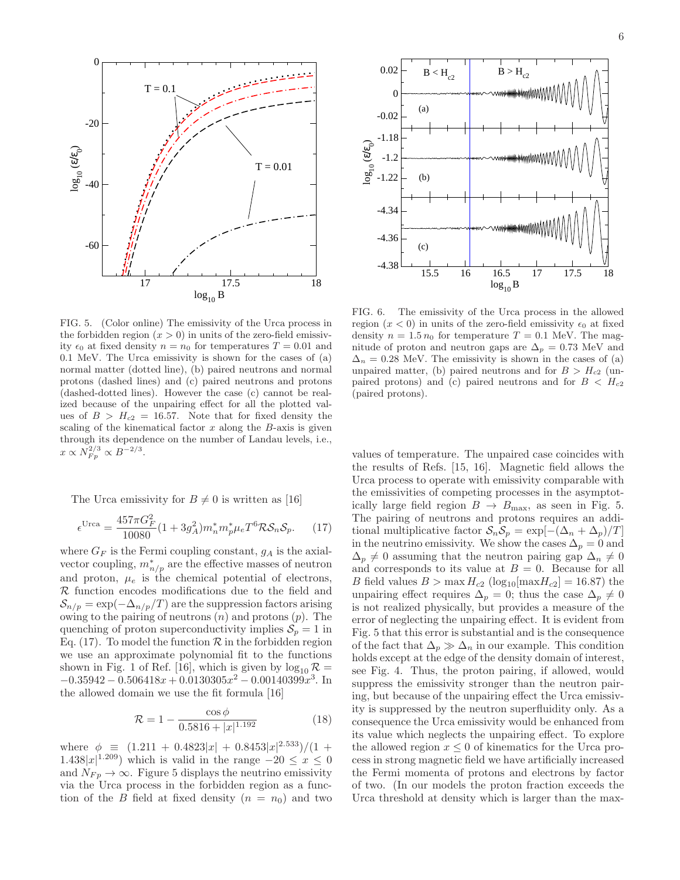FIG. 5. (Color online) The emissivity of the Urca process in the forbidden region ($x > 0$) in units of the zero-field emissivity $\epsilon_0$ at fixed density $n = n_0$ for temperatures $T = 0.01$ and 0.1 MeV. The Urca emissivity is shown for the cases of (a) normal matter (dotted line), (b) paired neutrons and normal protons (dashed lines) and (c) paired neutrons and protons (dashed-dotted lines). However the case (c) cannot be realized because of the unpairing effect for all the plotted values of $B > H_{c2} = 16.57$. Note that for fixed density the scaling of the kinematical factor $x$ along the $B$-axis is given through its dependence on the number of Landau levels, i.e., $x \propto N_{Fp}^{2/3} \propto B^{-2/3}$.

FIG. 6. The emissivity of the Urca process in the allowed region ($x < 0$) in units of the zero-field emissivity $\epsilon_0$ at fixed density $n = 1.5\, n_0$ for temperature $T = 0.1$ MeV. The magnitude of proton and neutron gaps are $\Delta_p = 0.73$ MeV and $\Delta_n = 0.28$ MeV. The emissivity is shown in the cases of (a) unpaired matter, (b) paired neutrons and for $B > H_{c2}$ (unpaired protons) and (c) paired neutrons and for $B < H_{c2}$ (paired protons).

The Urca emissivity for $B \neq 0$ is written as [16]

$$\epsilon^{\rm Urca} = \frac{457\pi G_F^2}{10080}(1+3g_A^2)m_n^* m_p^* \mu_e T^6 \mathcal{R}\mathcal{S}_n\mathcal{S}_p. \qquad (17)$$

where $G_F$ is the Fermi coupling constant, $g_A$ is the axial-vector coupling, $m_{n/p}^*$ are the effective masses of neutron and proton, $\mu_e$ is the chemical potential of electrons, $\mathcal{R}$ function encodes modifications due to the field and $\mathcal{S}_{n/p} = \exp(-\Delta_{n/p}/T)$ are the suppression factors arising owing to the pairing of neutrons ($n$) and protons ($p$). The quenching of proton superconductivity implies $\mathcal{S}_p = 1$ in Eq. (17). To model the function $\mathcal{R}$ in the forbidden region we use an approximate polynomial fit to the functions shown in Fig. 1 of Ref. [16], which is given by $\log_{10}\mathcal{R} = -0.35942 - 0.506418x + 0.0130305x^2 - 0.00140399x^3$. In the allowed domain we use the fit formula [16]

$$\mathcal{R} = 1 - \frac{\cos\phi}{0.5816 + |x|^{1.192}} \qquad (18)$$

where $\phi \equiv (1.211 + 0.4823|x| + 0.8453|x|^{2.533})/(1 + 1.438|x|^{1.209})$ which is valid in the range $-20 \leq x \leq 0$ and $N_{Fp} \to \infty$. Figure 5 displays the neutrino emissivity via the Urca process in the forbidden region as a function of the $B$ field at fixed density ($n = n_0$) and two values of temperature. The unpaired case coincides with the results of Refs. [15, 16]. Magnetic field allows the Urca process to operate with emissivity comparable with the emissivities of competing processes in the asymptotically large field region $B \to B_{\rm max}$, as seen in Fig. 5. The pairing of neutrons and protons requires an additional multiplicative factor $\mathcal{S}_n\mathcal{S}_p = \exp[-(\Delta_n + \Delta_p)/T]$ in the neutrino emissivity. We show the cases $\Delta_p = 0$ and $\Delta_p \neq 0$ assuming that the neutron pairing gap $\Delta_n \neq 0$ and corresponds to its value at $B = 0$. Because for all $B$ field values $B > \max H_{c2}$ ($\log_{10}[\max H_{c2}] = 16.87$) the unpairing effect requires $\Delta_p = 0$; thus the case $\Delta_p \neq 0$ is not realized physically, but provides a measure of the error of neglecting the unpairing effect. It is evident from Fig. 5 that this error is substantial and is the consequence of the fact that $\Delta_p \gg \Delta_n$ in our example. This condition holds except at the edge of the density domain of interest, see Fig. 4. Thus, the proton pairing, if allowed, would suppress the emissivity stronger than the neutron pairing, but because of the unpairing effect the Urca emissivity is suppressed by the neutron superfluidity only. As a consequence the Urca emissivity would be enhanced from its value which neglects the unpairing effect. To explore the allowed region $x \leq 0$ of kinematics for the Urca process in strong magnetic field we have artificially increased the Fermi momenta of protons and electrons by factor of two. (In our models the proton fraction exceeds the Urca threshold at density which is larger than the max-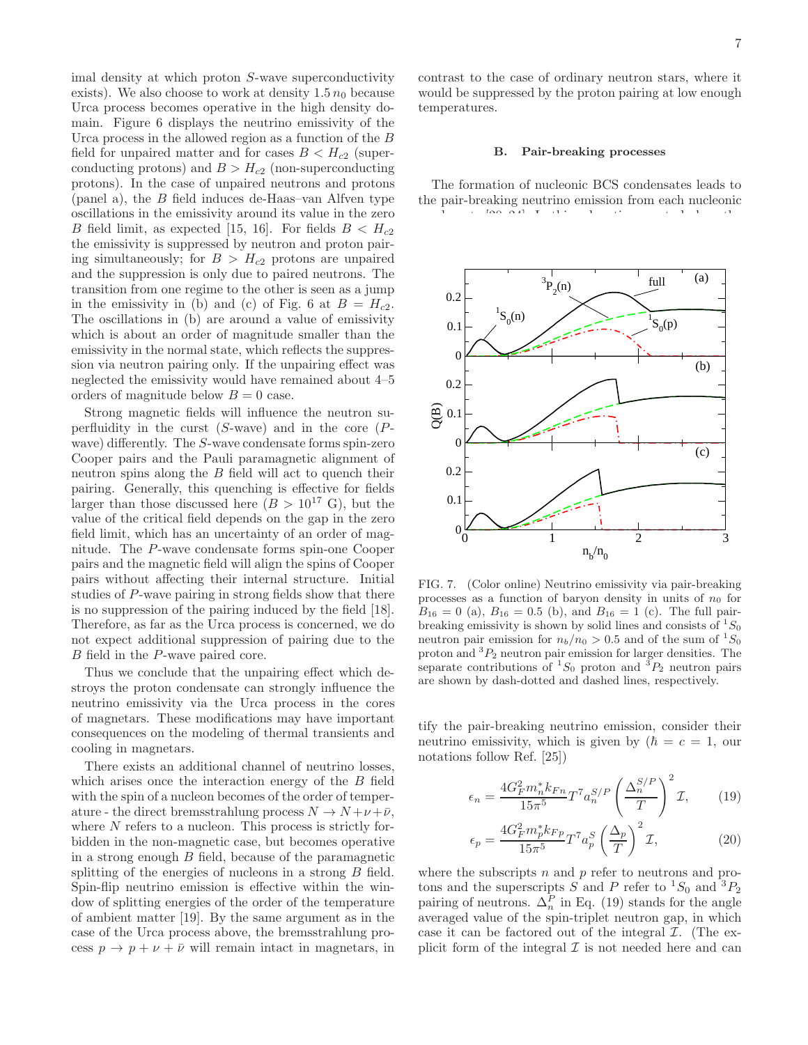imal density at which proton $S$-wave superconductivity exists). We also choose to work at density $1.5\, n_0$ because Urca process becomes operative in the high density domain. Figure 6 displays the neutrino emissivity of the Urca process in the allowed region as a function of the $B$ field for unpaired matter and for cases $B < H_{c2}$ (superconducting protons) and $B > H_{c2}$ (non-superconducting protons). In the case of unpaired neutrons and protons (panel a), the $B$ field induces de-Haas–van Alfven type oscillations in the emissivity around its value in the zero $B$ field limit, as expected [15, 16]. For fields $B < H_{c2}$ the emissivity is suppressed by neutron and proton pairing simultaneously; for $B > H_{c2}$ protons are unpaired and the suppression is only due to paired neutrons. The transition from one regime to the other is seen as a jump in the emissivity in (b) and (c) of Fig. 6 at $B = H_{c2}$. The oscillations in (b) are around a value of emissivity which is about an order of magnitude smaller than the emissivity in the normal state, which reflects the suppression via neutron pairing only. If the unpairing effect was neglected the emissivity would have remained about 4–5 orders of magnitude below $B = 0$ case.

Strong magnetic fields will influence the neutron superfluidity in the curst ($S$-wave) and in the core ($P$-wave) differently. The $S$-wave condensate forms spin-zero Cooper pairs and the Pauli paramagnetic alignment of neutron spins along the $B$ field will act to quench their pairing. Generally, this quenching is effective for fields larger than those discussed here ($B > 10^{17}$ G), but the value of the critical field depends on the gap in the zero field limit, which has an uncertainty of an order of magnitude. The $P$-wave condensate forms spin-one Cooper pairs and the magnetic field will align the spins of Cooper pairs without affecting their internal structure. Initial studies of $P$-wave pairing in strong fields show that there is no suppression of the pairing induced by the field [18]. Therefore, as far as the Urca process is concerned, we do not expect additional suppression of pairing due to the $B$ field in the $P$-wave paired core.

Thus we conclude that the unpairing effect which destroys the proton condensate can strongly influence the neutrino emissivity via the Urca process in the cores of magnetars. These modifications may have important consequences on the modeling of thermal transients and cooling in magnetars.

There exists an additional channel of neutrino losses, which arises once the interaction energy of the $B$ field with the spin of a nucleon becomes of the order of temperature - the direct bremsstrahlung process $N \to N + \nu + \bar{\nu}$, where $N$ refers to a nucleon. This process is strictly forbidden in the non-magnetic case, but becomes operative in a strong enough $B$ field, because of the paramagnetic splitting of the energies of nucleons in a strong $B$ field. Spin-flip neutrino emission is effective within the window of splitting energies of the order of the temperature of ambient matter [19]. By the same argument as in the case of the Urca process above, the bremsstrahlung process $p \to p + \nu + \bar{\nu}$ will remain intact in magnetars, in contrast to the case of ordinary neutron stars, where it would be suppressed by the proton pairing at low enough temperatures.

### B. Pair-breaking processes

The formation of nucleonic BCS condensates leads to the pair-breaking neutrino emission from each nucleonic

FIG. 7. (Color online) Neutrino emissivity via pair-breaking processes as a function of baryon density in units of $n_0$ for $B_{16} = 0$ (a), $B_{16} = 0.5$ (b), and $B_{16} = 1$ (c). The full pair-breaking emissivity is shown by solid lines and consists of $^1S_0$ neutron pair emission for $n_b/n_0 > 0.5$ and of the sum of $^1S_0$ proton and $^3P_2$ neutron pair emission for larger densities. The separate contributions of $^1S_0$ proton and $^3P_2$ neutron pairs are shown by dash-dotted and dashed lines, respectively.

tify the pair-breaking neutrino emission, consider their neutrino emissivity, which is given by ($\hbar = c = 1$, our notations follow Ref. [25])

$$
\epsilon_n = \frac{4G_F^2 m_n^* k_{Fn}}{15\pi^5} T^7 a_n^{S/P} \left(\frac{\Delta_n^{S/P}}{T}\right)^2 \mathcal{I}, \qquad (19)
$$

$$
\epsilon_p = \frac{4G_F^2 m_p^* k_{Fp}}{15\pi^5} T^7 a_p^{S} \left(\frac{\Delta_p}{T}\right)^2 \mathcal{I}, \qquad (20)
$$

where the subscripts $n$ and $p$ refer to neutrons and protons and the superscripts $S$ and $P$ refer to $^1S_0$ and $^3P_2$ pairing of neutrons. $\Delta_n^P$ in Eq. (19) stands for the angle averaged value of the spin-triplet neutron gap, in which case it can be factored out of the integral $\mathcal{I}$. (The explicit form of the integral $\mathcal{I}$ is not needed here and can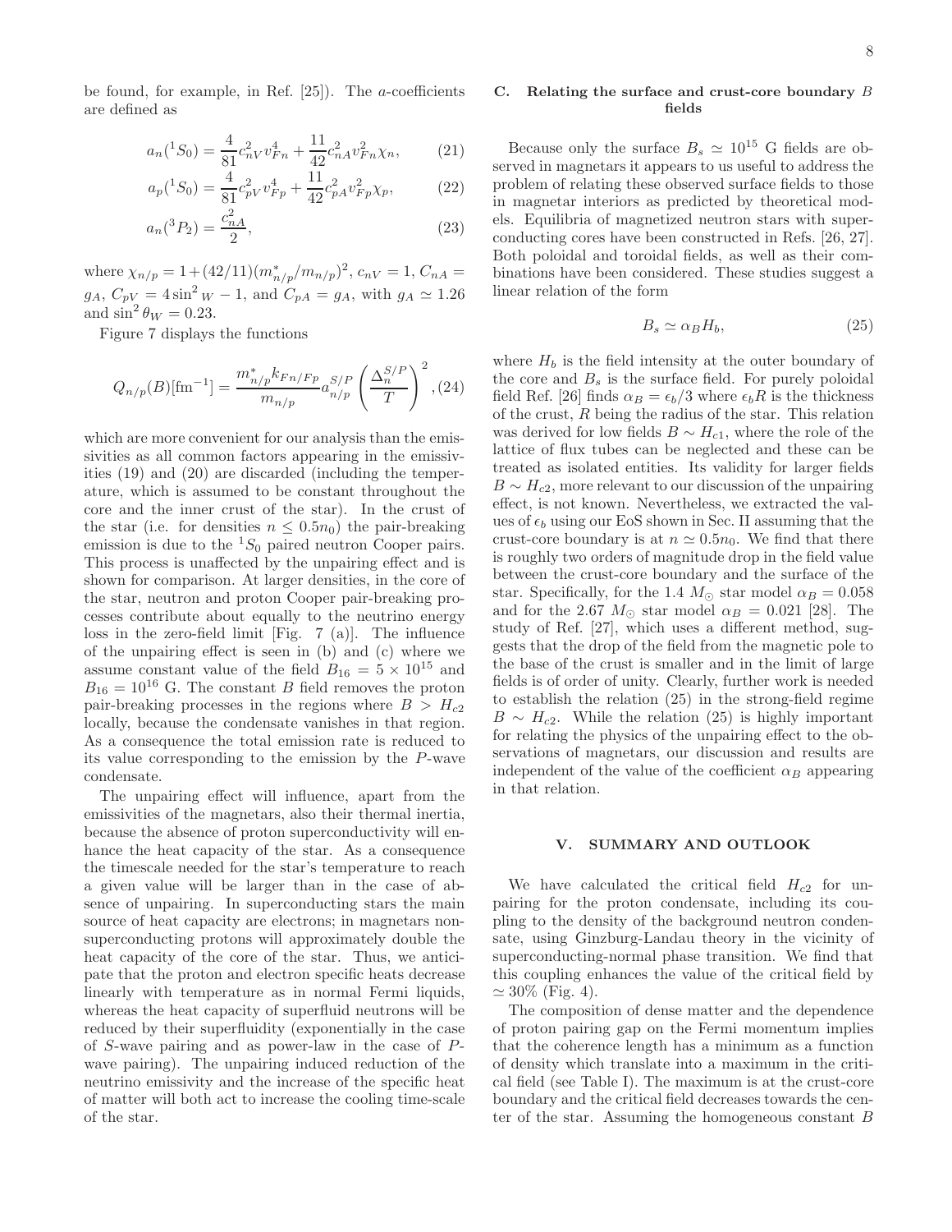be found, for example, in Ref. [25]). The $a$-coefficients are defined as

$$a_n(^1S_0) = \frac{4}{81}c_{nV}^2 v_{Fn}^4 + \frac{11}{42}c_{nA}^2 v_{Fn}^2 \chi_n, \tag{21}$$

$$a_p(^1S_0) = \frac{4}{81}c_{pV}^2 v_{Fp}^4 + \frac{11}{42}c_{pA}^2 v_{Fp}^2 \chi_p, \tag{22}$$

$$a_n(^3P_2) = \frac{c_{nA}^2}{2}, \tag{23}$$

where $\chi_{n/p} = 1+(42/11)(m^*_{n/p}/m_{n/p})^2$, $c_{nV} = 1$, $C_{nA} = g_A$, $C_{pV} = 4\sin^2{}_W - 1$, and $C_{pA} = g_A$, with $g_A \simeq 1.26$ and $\sin^2\theta_W = 0.23$.

Figure 7 displays the functions

$$Q_{n/p}(B)[\mathrm{fm}^{-1}] = \frac{m^*_{n/p} k_{Fn/Fp}}{m_{n/p}} a^{S/P}_{n/p}\left(\frac{\Delta^{S/P}_n}{T}\right)^2, \tag{24}$$

which are more convenient for our analysis than the emissivities as all common factors appearing in the emissivities (19) and (20) are discarded (including the temperature, which is assumed to be constant throughout the core and the inner crust of the star). In the crust of the star (i.e. for densities $n \leq 0.5n_0$) the pair-breaking emission is due to the $^1S_0$ paired neutron Cooper pairs. This process is unaffected by the unpairing effect and is shown for comparison. At larger densities, in the core of the star, neutron and proton Cooper pair-breaking processes contribute about equally to the neutrino energy loss in the zero-field limit [Fig. 7 (a)]. The influence of the unpairing effect is seen in (b) and (c) where we assume constant value of the field $B_{16} = 5 \times 10^{15}$ and $B_{16} = 10^{16}$ G. The constant $B$ field removes the proton pair-breaking processes in the regions where $B > H_{c2}$ locally, because the condensate vanishes in that region. As a consequence the total emission rate is reduced to its value corresponding to the emission by the $P$-wave condensate.

The unpairing effect will influence, apart from the emissivities of the magnetars, also their thermal inertia, because the absence of proton superconductivity will enhance the heat capacity of the star. As a consequence the timescale needed for the star's temperature to reach a given value will be larger than in the case of absence of unpairing. In superconducting stars the main source of heat capacity are electrons; in magnetars non-superconducting protons will approximately double the heat capacity of the core of the star. Thus, we anticipate that the proton and electron specific heats decrease linearly with temperature as in normal Fermi liquids, whereas the heat capacity of superfluid neutrons will be reduced by their superfluidity (exponentially in the case of $S$-wave pairing and as power-law in the case of $P$-wave pairing). The unpairing induced reduction of the neutrino emissivity and the increase of the specific heat of matter will both act to increase the cooling time-scale of the star.

### C. Relating the surface and crust-core boundary $B$ fields

Because only the surface $B_s \simeq 10^{15}$ G fields are observed in magnetars it appears to us useful to address the problem of relating these observed surface fields to those in magnetar interiors as predicted by theoretical models. Equilibria of magnetized neutron stars with superconducting cores have been constructed in Refs. [26, 27]. Both poloidal and toroidal fields, as well as their combinations have been considered. These studies suggest a linear relation of the form

$$B_s \simeq \alpha_B H_b, \tag{25}$$

where $H_b$ is the field intensity at the outer boundary of the core and $B_s$ is the surface field. For purely poloidal field Ref. [26] finds $\alpha_B = \epsilon_b/3$ where $\epsilon_b R$ is the thickness of the crust, $R$ being the radius of the star. This relation was derived for low fields $B \sim H_{c1}$, where the role of the lattice of flux tubes can be neglected and these can be treated as isolated entities. Its validity for larger fields $B \sim H_{c2}$, more relevant to our discussion of the unpairing effect, is not known. Nevertheless, we extracted the values of $\epsilon_b$ using our EoS shown in Sec. II assuming that the crust-core boundary is at $n \simeq 0.5n_0$. We find that there is roughly two orders of magnitude drop in the field value between the crust-core boundary and the surface of the star. Specifically, for the 1.4 $M_\odot$ star model $\alpha_B = 0.058$ and for the 2.67 $M_\odot$ star model $\alpha_B = 0.021$ [28]. The study of Ref. [27], which uses a different method, suggests that the drop of the field from the magnetic pole to the base of the crust is smaller and in the limit of large fields is of order of unity. Clearly, further work is needed to establish the relation (25) in the strong-field regime $B \sim H_{c2}$. While the relation (25) is highly important for relating the physics of the unpairing effect to the observations of magnetars, our discussion and results are independent of the value of the coefficient $\alpha_B$ appearing in that relation.

## V. SUMMARY AND OUTLOOK

We have calculated the critical field $H_{c2}$ for unpairing for the proton condensate, including its coupling to the density of the background neutron condensate, using Ginzburg-Landau theory in the vicinity of superconducting-normal phase transition. We find that this coupling enhances the value of the critical field by $\simeq 30\%$ (Fig. 4).

The composition of dense matter and the dependence of proton pairing gap on the Fermi momentum implies that the coherence length has a minimum as a function of density which translate into a maximum in the critical field (see Table I). The maximum is at the crust-core boundary and the critical field decreases towards the center of the star. Assuming the homogeneous constant $B$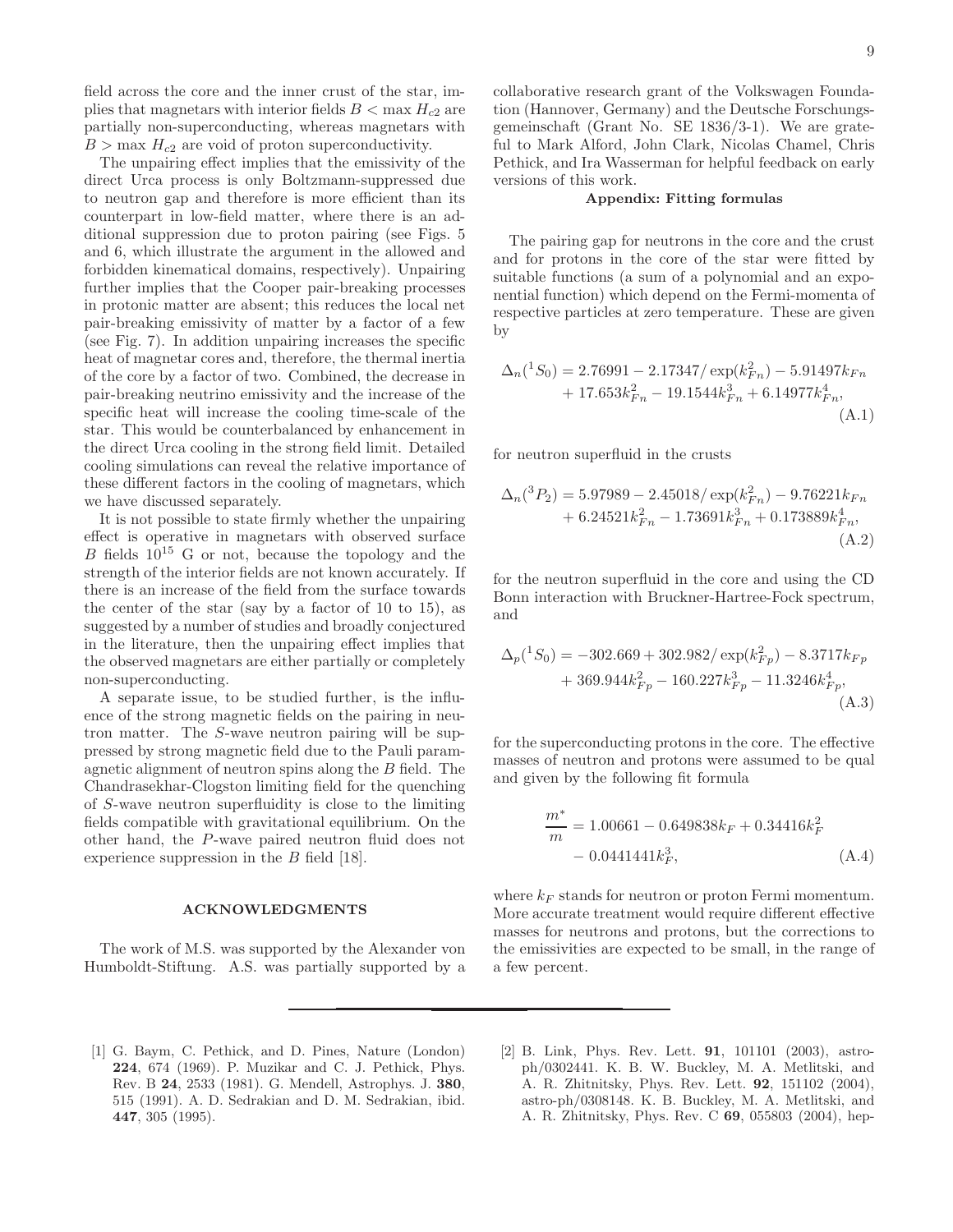field across the core and the inner crust of the star, implies that magnetars with interior fields $B < \max H_{c2}$ are partially non-superconducting, whereas magnetars with $B > \max H_{c2}$ are void of proton superconductivity.

The unpairing effect implies that the emissivity of the direct Urca process is only Boltzmann-suppressed due to neutron gap and therefore is more efficient than its counterpart in low-field matter, where there is an additional suppression due to proton pairing (see Figs. 5 and 6, which illustrate the argument in the allowed and forbidden kinematical domains, respectively). Unpairing further implies that the Cooper pair-breaking processes in protonic matter are absent; this reduces the local net pair-breaking emissivity of matter by a factor of a few (see Fig. 7). In addition unpairing increases the specific heat of magnetar cores and, therefore, the thermal inertia of the core by a factor of two. Combined, the decrease in pair-breaking neutrino emissivity and the increase of the specific heat will increase the cooling time-scale of the star. This would be counterbalanced by enhancement in the direct Urca cooling in the strong field limit. Detailed cooling simulations can reveal the relative importance of these different factors in the cooling of magnetars, which we have discussed separately.

It is not possible to state firmly whether the unpairing effect is operative in magnetars with observed surface $B$ fields $10^{15}$ G or not, because the topology and the strength of the interior fields are not known accurately. If there is an increase of the field from the surface towards the center of the star (say by a factor of 10 to 15), as suggested by a number of studies and broadly conjectured in the literature, then the unpairing effect implies that the observed magnetars are either partially or completely non-superconducting.

A separate issue, to be studied further, is the influence of the strong magnetic fields on the pairing in neutron matter. The $S$-wave neutron pairing will be suppressed by strong magnetic field due to the Pauli paramagnetic alignment of neutron spins along the $B$ field. The Chandrasekhar-Clogston limiting field for the quenching of $S$-wave neutron superfluidity is close to the limiting fields compatible with gravitational equilibrium. On the other hand, the $P$-wave paired neutron fluid does not experience suppression in the $B$ field [18].

## ACKNOWLEDGMENTS

The work of M.S. was supported by the Alexander von Humboldt-Stiftung. A.S. was partially supported by a collaborative research grant of the Volkswagen Foundation (Hannover, Germany) and the Deutsche Forschungsgemeinschaft (Grant No. SE 1836/3-1). We are grateful to Mark Alford, John Clark, Nicolas Chamel, Chris Pethick, and Ira Wasserman for helpful feedback on early versions of this work.

## Appendix: Fitting formulas

The pairing gap for neutrons in the core and the crust and for protons in the core of the star were fitted by suitable functions (a sum of a polynomial and an exponential function) which depend on the Fermi-momenta of respective particles at zero temperature. These are given by

$$\Delta_n(^1S_0) = 2.76991 - 2.17347/\exp(k_{Fn}^2) - 5.91497k_{Fn} + 17.653k_{Fn}^2 - 19.1544k_{Fn}^3 + 6.14977k_{Fn}^4, \quad \text{(A.1)}$$

for neutron superfluid in the crusts

$$\Delta_n(^3P_2) = 5.97989 - 2.45018/\exp(k_{Fn}^2) - 9.76221k_{Fn} + 6.24521k_{Fn}^2 - 1.73691k_{Fn}^3 + 0.173889k_{Fn}^4, \quad \text{(A.2)}$$

for the neutron superfluid in the core and using the CD Bonn interaction with Bruckner-Hartree-Fock spectrum, and

$$\Delta_p(^1S_0) = -302.669 + 302.982/\exp(k_{Fp}^2) - 8.3717k_{Fp} + 369.944k_{Fp}^2 - 160.227k_{Fp}^3 - 11.3246k_{Fp}^4, \quad \text{(A.3)}$$

for the superconducting protons in the core. The effective masses of neutron and protons were assumed to be qual and given by the following fit formula

$$\frac{m^*}{m} = 1.00661 - 0.649838k_F + 0.34416k_F^2 - 0.0441441k_F^3, \quad \text{(A.4)}$$

where $k_F$ stands for neutron or proton Fermi momentum. More accurate treatment would require different effective masses for neutrons and protons, but the corrections to the emissivities are expected to be small, in the range of a few percent.

---

[1] G. Baym, C. Pethick, and D. Pines, Nature (London) **224**, 674 (1969). P. Muzikar and C. J. Pethick, Phys. Rev. B **24**, 2533 (1981). G. Mendell, Astrophys. J. **380**, 515 (1991). A. D. Sedrakian and D. M. Sedrakian, ibid. **447**, 305 (1995).

[2] B. Link, Phys. Rev. Lett. **91**, 101101 (2003), astro-ph/0302441. K. B. W. Buckley, M. A. Metlitski, and A. R. Zhitnitsky, Phys. Rev. Lett. **92**, 151102 (2004), astro-ph/0308148. K. B. Buckley, M. A. Metlitski, and A. R. Zhitnitsky, Phys. Rev. C **69**, 055803 (2004), hep-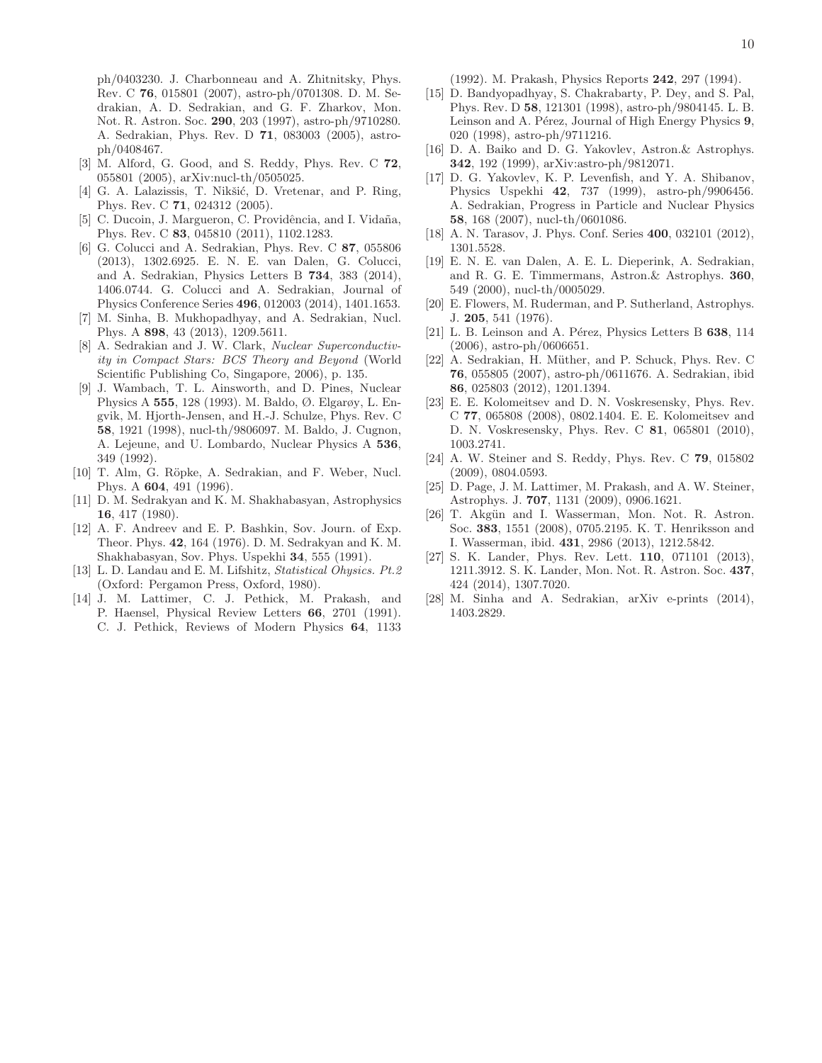ph/0403230. J. Charbonneau and A. Zhitnitsky, Phys. Rev. C **76**, 015801 (2007), astro-ph/0701308. D. M. Sedrakian, A. D. Sedrakian, and G. F. Zharkov, Mon. Not. R. Astron. Soc. **290**, 203 (1997), astro-ph/9710280. A. Sedrakian, Phys. Rev. D **71**, 083003 (2005), astro-ph/0408467.

[3] M. Alford, G. Good, and S. Reddy, Phys. Rev. C **72**, 055801 (2005), arXiv:nucl-th/0505025.

[4] G. A. Lalazissis, T. Nikšić, D. Vretenar, and P. Ring, Phys. Rev. C **71**, 024312 (2005).

[5] C. Ducoin, J. Margueron, C. Providência, and I. Vidaña, Phys. Rev. C **83**, 045810 (2011), 1102.1283.

[6] G. Colucci and A. Sedrakian, Phys. Rev. C **87**, 055806 (2013), 1302.6925. E. N. E. van Dalen, G. Colucci, and A. Sedrakian, Physics Letters B **734**, 383 (2014), 1406.0744. G. Colucci and A. Sedrakian, Journal of Physics Conference Series **496**, 012003 (2014), 1401.1653.

[7] M. Sinha, B. Mukhopadhyay, and A. Sedrakian, Nucl. Phys. A **898**, 43 (2013), 1209.5611.

[8] A. Sedrakian and J. W. Clark, *Nuclear Superconductivity in Compact Stars: BCS Theory and Beyond* (World Scientific Publishing Co, Singapore, 2006), p. 135.

[9] J. Wambach, T. L. Ainsworth, and D. Pines, Nuclear Physics A **555**, 128 (1993). M. Baldo, Ø. Elgarøy, L. Engvik, M. Hjorth-Jensen, and H.-J. Schulze, Phys. Rev. C **58**, 1921 (1998), nucl-th/9806097. M. Baldo, J. Cugnon, A. Lejeune, and U. Lombardo, Nuclear Physics A **536**, 349 (1992).

[10] T. Alm, G. Röpke, A. Sedrakian, and F. Weber, Nucl. Phys. A **604**, 491 (1996).

[11] D. M. Sedrakyan and K. M. Shakhabasyan, Astrophysics **16**, 417 (1980).

[12] A. F. Andreev and E. P. Bashkin, Sov. Journ. of Exp. Theor. Phys. **42**, 164 (1976). D. M. Sedrakyan and K. M. Shakhabasyan, Sov. Phys. Uspekhi **34**, 555 (1991).

[13] L. D. Landau and E. M. Lifshitz, *Statistical Ohysics. Pt.2* (Oxford: Pergamon Press, Oxford, 1980).

[14] J. M. Lattimer, C. J. Pethick, M. Prakash, and P. Haensel, Physical Review Letters **66**, 2701 (1991). C. J. Pethick, Reviews of Modern Physics **64**, 1133 (1992). M. Prakash, Physics Reports **242**, 297 (1994).

[15] D. Bandyopadhyay, S. Chakrabarty, P. Dey, and S. Pal, Phys. Rev. D **58**, 121301 (1998), astro-ph/9804145. L. B. Leinson and A. Pérez, Journal of High Energy Physics **9**, 020 (1998), astro-ph/9711216.

[16] D. A. Baiko and D. G. Yakovlev, Astron.& Astrophys. **342**, 192 (1999), arXiv:astro-ph/9812071.

[17] D. G. Yakovlev, K. P. Levenfish, and Y. A. Shibanov, Physics Uspekhi **42**, 737 (1999), astro-ph/9906456. A. Sedrakian, Progress in Particle and Nuclear Physics **58**, 168 (2007), nucl-th/0601086.

[18] A. N. Tarasov, J. Phys. Conf. Series **400**, 032101 (2012), 1301.5528.

[19] E. N. E. van Dalen, A. E. L. Dieperink, A. Sedrakian, and R. G. E. Timmermans, Astron.& Astrophys. **360**, 549 (2000), nucl-th/0005029.

[20] E. Flowers, M. Ruderman, and P. Sutherland, Astrophys. J. **205**, 541 (1976).

[21] L. B. Leinson and A. Pérez, Physics Letters B **638**, 114 (2006), astro-ph/0606651.

[22] A. Sedrakian, H. Müther, and P. Schuck, Phys. Rev. C **76**, 055805 (2007), astro-ph/0611676. A. Sedrakian, ibid **86**, 025803 (2012), 1201.1394.

[23] E. E. Kolomeitsev and D. N. Voskresensky, Phys. Rev. C **77**, 065808 (2008), 0802.1404. E. E. Kolomeitsev and D. N. Voskresensky, Phys. Rev. C **81**, 065801 (2010), 1003.2741.

[24] A. W. Steiner and S. Reddy, Phys. Rev. C **79**, 015802 (2009), 0804.0593.

[25] D. Page, J. M. Lattimer, M. Prakash, and A. W. Steiner, Astrophys. J. **707**, 1131 (2009), 0906.1621.

[26] T. Akgün and I. Wasserman, Mon. Not. R. Astron. Soc. **383**, 1551 (2008), 0705.2195. K. T. Henriksson and I. Wasserman, ibid. **431**, 2986 (2013), 1212.5842.

[27] S. K. Lander, Phys. Rev. Lett. **110**, 071101 (2013), 1211.3912. S. K. Lander, Mon. Not. R. Astron. Soc. **437**, 424 (2014), 1307.7020.

[28] M. Sinha and A. Sedrakian, arXiv e-prints (2014), 1403.2829.